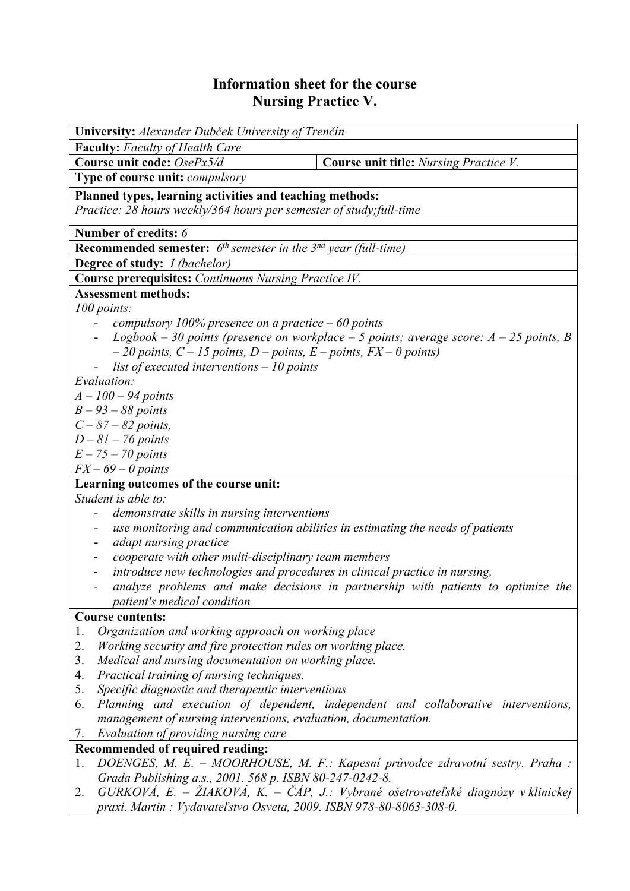# Information sheet for the course
# Nursing Practice V.

**University:** *Alexander Dubček University of Trenčín*

**Faculty:** *Faculty of Health Care*

| **Course unit code:** *OsePx5/d* | **Course unit title:** *Nursing Practice V.* |
| --- | --- |

**Type of course unit:** *compulsory*

**Planned types, learning activities and teaching methods:**
*Practice: 28 hours weekly/364 hours per semester of study;full-time*

**Number of credits:** *6*

**Recommended semester:** *6th semester in the 3nd year (full-time)*

**Degree of study:** *I (bachelor)*

**Course prerequisites:** *Continuous Nursing Practice IV.*

**Assessment methods:**
*100 points:*

- *compulsory 100% presence on a practice – 60 points*
- *Logbook – 30 points (presence on workplace – 5 points; average score: A – 25 points, B – 20 points, C – 15 points, D – points, E – points, FX – 0 points)*
- *list of executed interventions – 10 points*

*Evaluation:*
*A – 100 – 94 points*
*B – 93 – 88 points*
*C – 87 – 82 points,*
*D – 81 – 76 points*
*E – 75 – 70 points*
*FX – 69 – 0 points*

**Learning outcomes of the course unit:**
*Student is able to:*

- *demonstrate skills in nursing interventions*
- *use monitoring and communication abilities in estimating the needs of patients*
- *adapt nursing practice*
- *cooperate with other multi-disciplinary team members*
- *introduce new technologies and procedures in clinical practice in nursing,*
- *analyze problems and make decisions in partnership with patients to optimize the patient's medical condition*

**Course contents:**

1. *Organization and working approach on working place*
2. *Working security and fire protection rules on working place.*
3. *Medical and nursing documentation on working place.*
4. *Practical training of nursing techniques.*
5. *Specific diagnostic and therapeutic interventions*
6. *Planning and execution of dependent, independent and collaborative interventions, management of nursing interventions, evaluation, documentation.*
7. *Evaluation of providing nursing care*

**Recommended of required reading:**

1. *DOENGES, M. E. – MOORHOUSE, M. F.: Kapesní průvodce zdravotní sestry. Praha : Grada Publishing a.s., 2001. 568 p. ISBN 80-247-0242-8.*
2. *GURKOVÁ, E. – ŽIAKOVÁ, K. – ČÁP, J.: Vybrané ošetrovateľské diagnózy v klinickej praxi. Martin : Vydavateľstvo Osveta, 2009. ISBN 978-80-8063-308-0.*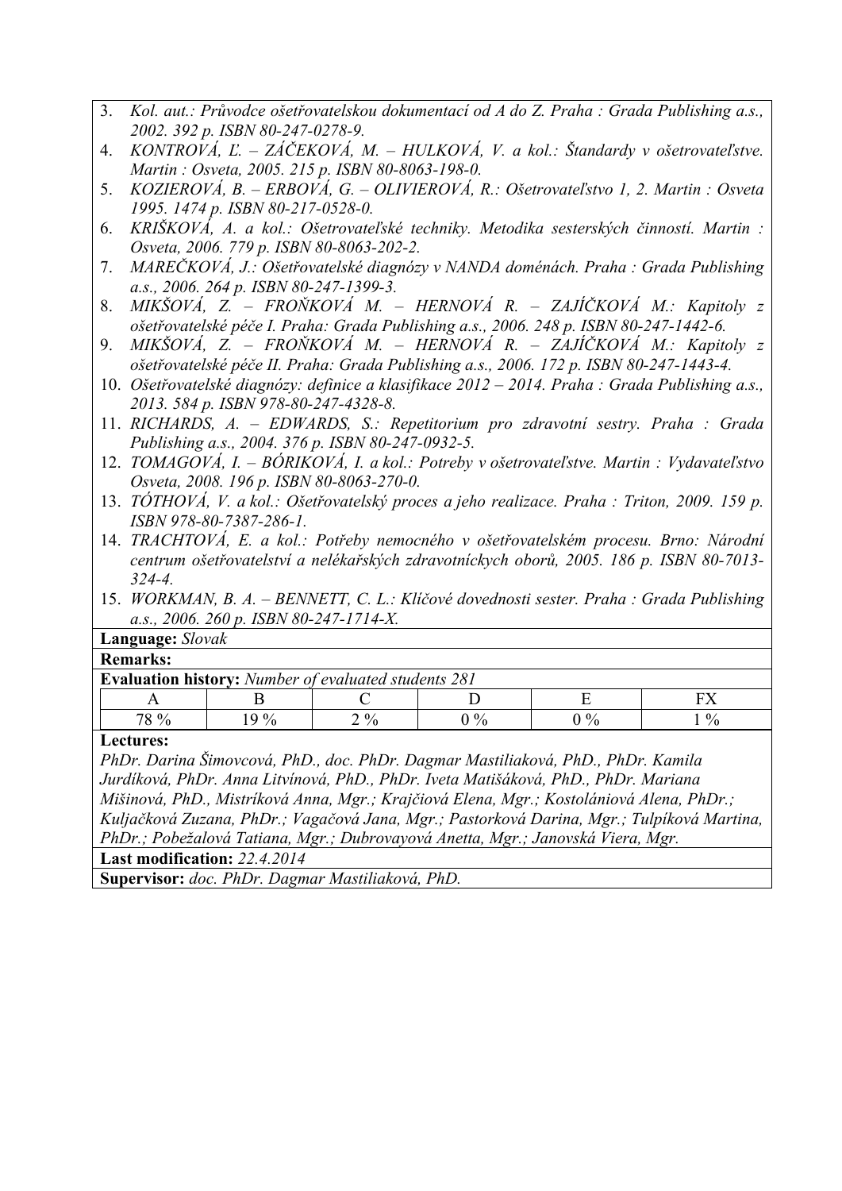3. *Kol. aut.: Průvodce ošetřovatelskou dokumentací od A do Z. Praha : Grada Publishing a.s., 2002. 392 p. ISBN 80-247-0278-9.*
4. *KONTROVÁ, Ľ. – ZÁČEKOVÁ, M. – HULKOVÁ, V. a kol.: Štandardy v ošetrovateľstve. Martin : Osveta, 2005. 215 p. ISBN 80-8063-198-0.*
5. *KOZIEROVÁ, B. – ERBOVÁ, G. – OLIVIEROVÁ, R.: Ošetrovateľstvo 1, 2. Martin : Osveta 1995. 1474 p. ISBN 80-217-0528-0.*
6. *KRIŠKOVÁ, A. a kol.: Ošetrovateľské techniky. Metodika sesterských činností. Martin : Osveta, 2006. 779 p. ISBN 80-8063-202-2.*
7. *MAREČKOVÁ, J.: Ošetřovatelské diagnózy v NANDA doménách. Praha : Grada Publishing a.s., 2006. 264 p. ISBN 80-247-1399-3.*
8. *MIKŠOVÁ, Z. – FROŇKOVÁ M. – HERNOVÁ R. – ZAJÍČKOVÁ M.: Kapitoly z ošetřovatelské péče I. Praha: Grada Publishing a.s., 2006. 248 p. ISBN 80-247-1442-6.*
9. *MIKŠOVÁ, Z. – FROŇKOVÁ M. – HERNOVÁ R. – ZAJÍČKOVÁ M.: Kapitoly z ošetřovatelské péče II. Praha: Grada Publishing a.s., 2006. 172 p. ISBN 80-247-1443-4.*
10. *Ošetřovatelské diagnózy: definice a klasifikace 2012 – 2014. Praha : Grada Publishing a.s., 2013. 584 p. ISBN 978-80-247-4328-8.*
11. *RICHARDS, A. – EDWARDS, S.: Repetitorium pro zdravotní sestry. Praha : Grada Publishing a.s., 2004. 376 p. ISBN 80-247-0932-5.*
12. *TOMAGOVÁ, I. – BÓRIKOVÁ, I. a kol.: Potreby v ošetrovateľstve. Martin : Vydavateľstvo Osveta, 2008. 196 p. ISBN 80-8063-270-0.*
13. *TÓTHOVÁ, V. a kol.: Ošetřovatelský proces a jeho realizace. Praha : Triton, 2009. 159 p. ISBN 978-80-7387-286-1.*
14. *TRACHTOVÁ, E. a kol.: Potřeby nemocného v ošetřovatelském procesu. Brno: Národní centrum ošetřovatelství a nelékařských zdravotníckych oborů, 2005. 186 p. ISBN 80-7013-324-4.*
15. *WORKMAN, B. A. – BENNETT, C. L.: Klíčové dovednosti sester. Praha : Grada Publishing a.s., 2006. 260 p. ISBN 80-247-1714-X.*

**Language:** *Slovak*

**Remarks:**

**Evaluation history:** *Number of evaluated students 281*

| A | B | C | D | E | FX |
|---|---|---|---|---|---|
| 78 % | 19 % | 2 % | 0 % | 0 % | 1 % |

**Lectures:**

*PhDr. Darina Šimovcová, PhD., doc. PhDr. Dagmar Mastiliaková, PhD., PhDr. Kamila Jurdíková, PhDr. Anna Litvínová, PhD., PhDr. Iveta Matišáková, PhD., PhDr. Mariana Mišinová, PhD., Mistríková Anna, Mgr.; Krajčiová Elena, Mgr.; Kostolániová Alena, PhDr.; Kuljačková Zuzana, PhDr.; Vagačová Jana, Mgr.; Pastorková Darina, Mgr.; Tulpíková Martina, PhDr.; Pobežalová Tatiana, Mgr.; Dubrovayová Anetta, Mgr.; Janovská Viera, Mgr.*

**Last modification:** *22.4.2014*

**Supervisor:** *doc. PhDr. Dagmar Mastiliaková, PhD.*